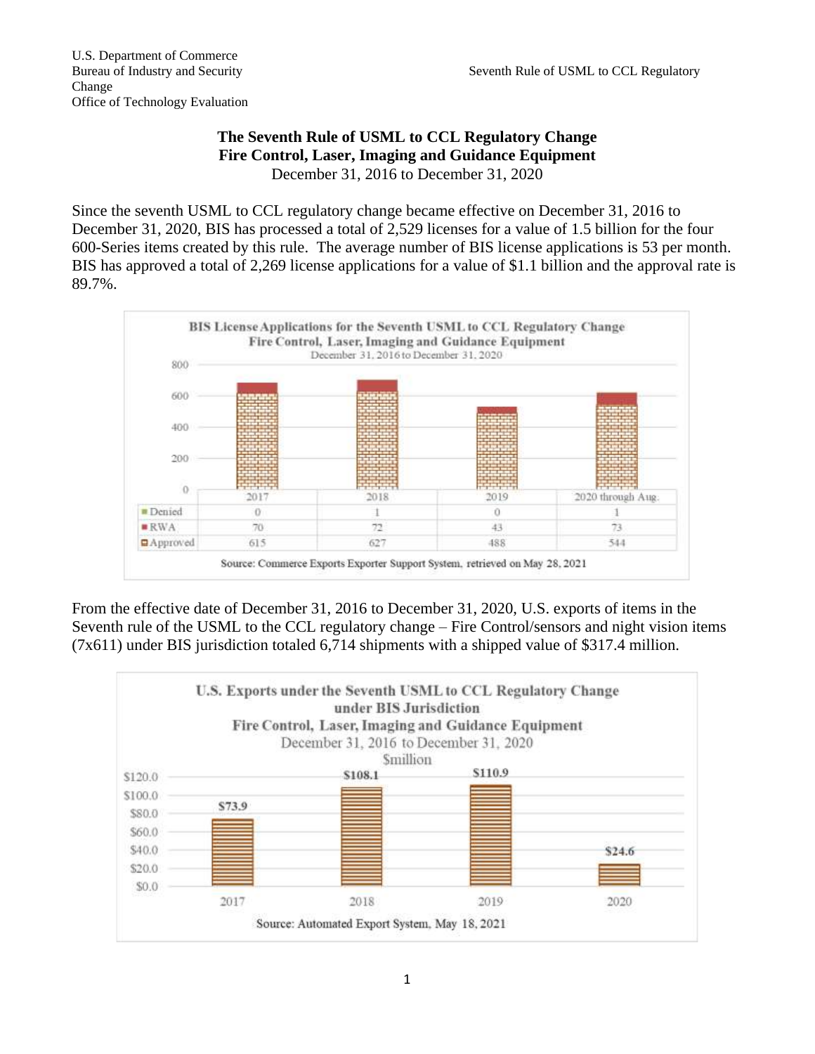U.S. Department of Commerce
Bureau of Industry and Security
Office of Technology Evaluation

# The Seventh Rule of USML to CCL Regulatory Change
## Fire Control, Laser, Imaging and Guidance Equipment
December 31, 2016 to December 31, 2020

Since the seventh USML to CCL regulatory change became effective on December 31, 2016 to December 31, 2020, BIS has processed a total of 2,529 licenses for a value of 1.5 billion for the four 600-Series items created by this rule. The average number of BIS license applications is 53 per month. BIS has approved a total of 2,269 license applications for a value of $1.1 billion and the approval rate is 89.7%.

**BIS License Applications for the Seventh USML to CCL Regulatory Change**
**Fire Control, Laser, Imaging and Guidance Equipment**
December 31, 2016 to December 31, 2020

| | 2017 | 2018 | 2019 | 2020 through Aug. |
|---|---|---|---|---|
| Denied | 0 | 1 | 0 | 1 |
| RWA | 70 | 72 | 43 | 73 |
| Approved | 615 | 627 | 488 | 544 |

Source: Commerce Exports Exporter Support System, retrieved on May 28, 2021

From the effective date of December 31, 2016 to December 31, 2020, U.S. exports of items in the Seventh rule of the USML to the CCL regulatory change – Fire Control/sensors and night vision items (7x611) under BIS jurisdiction totaled 6,714 shipments with a shipped value of $317.4 million.

**U.S. Exports under the Seventh USML to CCL Regulatory Change under BIS Jurisdiction**
**Fire Control, Laser, Imaging and Guidance Equipment**
December 31, 2016 to December 31, 2020
$million

| 2017 | 2018 | 2019 | 2020 |
|---|---|---|---|
| $73.9 | $108.1 | $110.9 | $24.6 |

Source: Automated Export System, May 18, 2021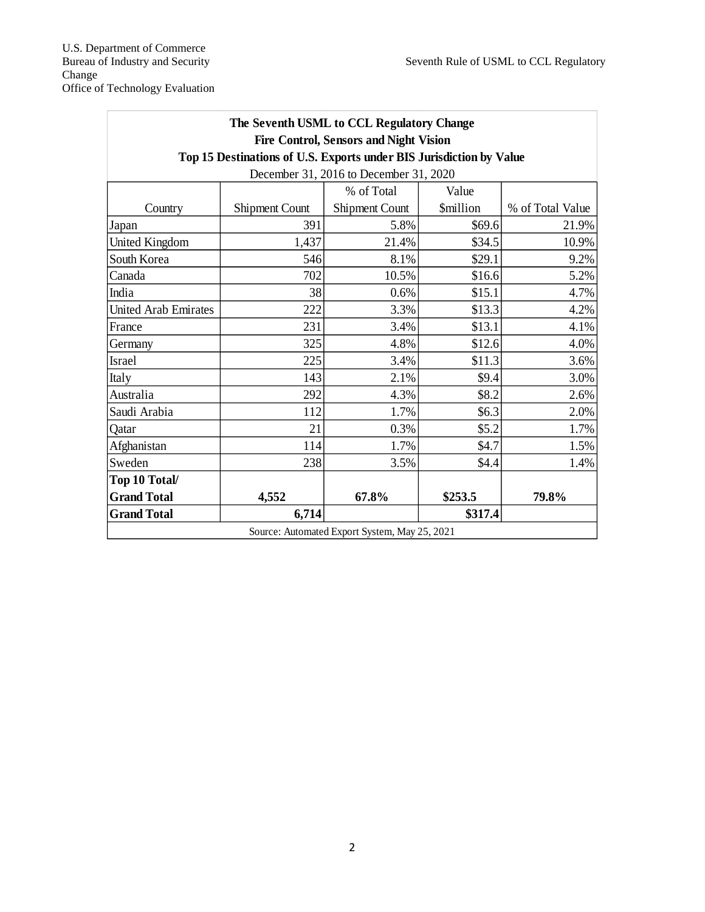| The Seventh USML to CCL Regulatory Change<br>Fire Control, Sensors and Night Vision<br>Top 15 Destinations of U.S. Exports under BIS Jurisdiction by Value<br>December 31, 2016 to December 31, 2020 | | | | |
|---|---|---|---|---|
| Country | Shipment Count | % of Total Shipment Count | Value $million | % of Total Value |
| Japan | 391 | 5.8% | $69.6 | 21.9% |
| United Kingdom | 1,437 | 21.4% | $34.5 | 10.9% |
| South Korea | 546 | 8.1% | $29.1 | 9.2% |
| Canada | 702 | 10.5% | $16.6 | 5.2% |
| India | 38 | 0.6% | $15.1 | 4.7% |
| United Arab Emirates | 222 | 3.3% | $13.3 | 4.2% |
| France | 231 | 3.4% | $13.1 | 4.1% |
| Germany | 325 | 4.8% | $12.6 | 4.0% |
| Israel | 225 | 3.4% | $11.3 | 3.6% |
| Italy | 143 | 2.1% | $9.4 | 3.0% |
| Australia | 292 | 4.3% | $8.2 | 2.6% |
| Saudi Arabia | 112 | 1.7% | $6.3 | 2.0% |
| Qatar | 21 | 0.3% | $5.2 | 1.7% |
| Afghanistan | 114 | 1.7% | $4.7 | 1.5% |
| Sweden | 238 | 3.5% | $4.4 | 1.4% |
| **Top 10 Total/ Grand Total** | **4,552** | **67.8%** | **$253.5** | **79.8%** |
| **Grand Total** | **6,714** | | **$317.4** | |

Source: Automated Export System, May 25, 2021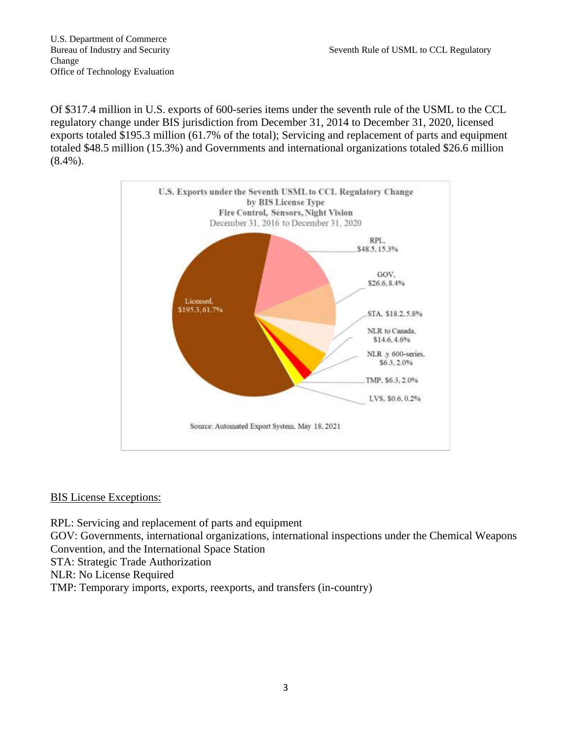Of $317.4 million in U.S. exports of 600-series items under the seventh rule of the USML to the CCL regulatory change under BIS jurisdiction from December 31, 2014 to December 31, 2020, licensed exports totaled $195.3 million (61.7% of the total); Servicing and replacement of parts and equipment totaled $48.5 million (15.3%) and Governments and international organizations totaled $26.6 million (8.4%).

U.S. Exports under the Seventh USML to CCL Regulatory Change
by BIS License Type
Fire Control, Sensors, Night Vision
December 31, 2016 to December 31, 2020

Licensed, $195.3, 61.7%
RPL, $48.5, 15.3%
GOV, $26.6, 8.4%
STA, $18.2, 5.8%
NLR to Canada, $14.6, 4.6%
NLR .y 600-series, $6.3, 2.0%
TMP, $6.3, 2.0%
LVS, $0.6, 0.2%

Source: Automated Export System, May 18, 2021

BIS License Exceptions:

RPL: Servicing and replacement of parts and equipment
GOV: Governments, international organizations, international inspections under the Chemical Weapons Convention, and the International Space Station
STA: Strategic Trade Authorization
NLR: No License Required
TMP: Temporary imports, exports, reexports, and transfers (in-country)